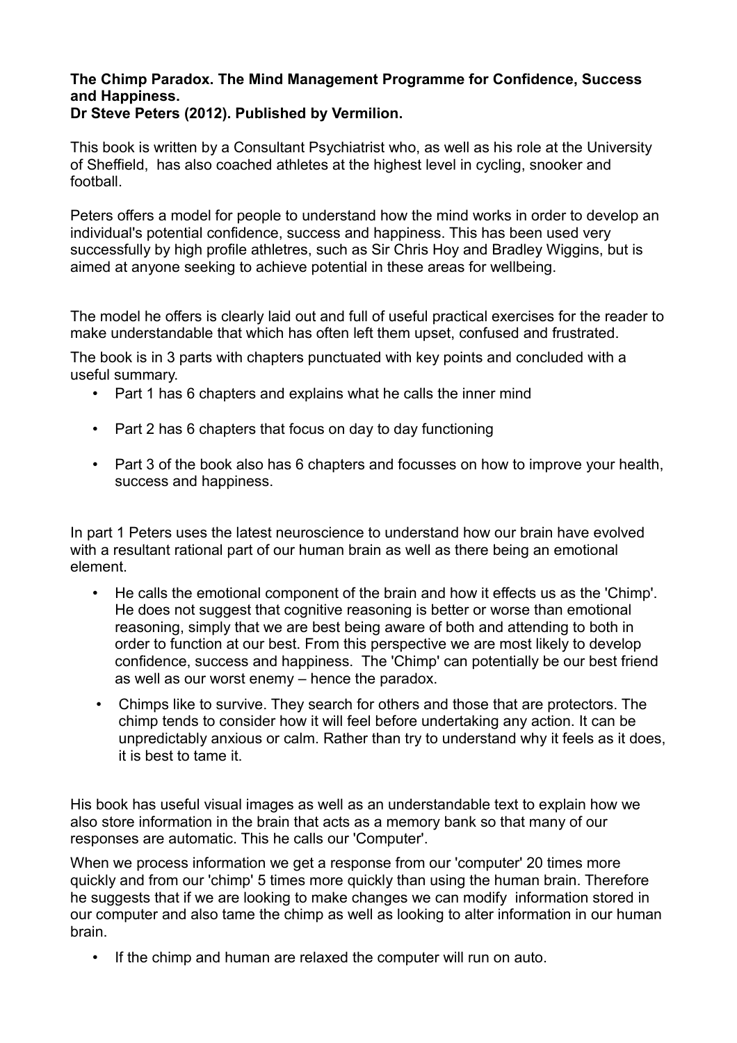**The Chimp Paradox. The Mind Management Programme for Confidence, Success and Happiness.**
**Dr Steve Peters (2012). Published by Vermilion.**

This book is written by a Consultant Psychiatrist who, as well as his role at the University of Sheffield, has also coached athletes at the highest level in cycling, snooker and football.

Peters offers a model for people to understand how the mind works in order to develop an individual's potential confidence, success and happiness. This has been used very successfully by high profile athletres, such as Sir Chris Hoy and Bradley Wiggins, but is aimed at anyone seeking to achieve potential in these areas for wellbeing.

The model he offers is clearly laid out and full of useful practical exercises for the reader to make understandable that which has often left them upset, confused and frustrated.

The book is in 3 parts with chapters punctuated with key points and concluded with a useful summary.

- Part 1 has 6 chapters and explains what he calls the inner mind
- Part 2 has 6 chapters that focus on day to day functioning
- Part 3 of the book also has 6 chapters and focusses on how to improve your health, success and happiness.

In part 1 Peters uses the latest neuroscience to understand how our brain have evolved with a resultant rational part of our human brain as well as there being an emotional element.

- He calls the emotional component of the brain and how it effects us as the 'Chimp'. He does not suggest that cognitive reasoning is better or worse than emotional reasoning, simply that we are best being aware of both and attending to both in order to function at our best. From this perspective we are most likely to develop confidence, success and happiness. The 'Chimp' can potentially be our best friend as well as our worst enemy – hence the paradox.
- Chimps like to survive. They search for others and those that are protectors. The chimp tends to consider how it will feel before undertaking any action. It can be unpredictably anxious or calm. Rather than try to understand why it feels as it does, it is best to tame it.

His book has useful visual images as well as an understandable text to explain how we also store information in the brain that acts as a memory bank so that many of our responses are automatic. This he calls our 'Computer'.

When we process information we get a response from our 'computer' 20 times more quickly and from our 'chimp' 5 times more quickly than using the human brain. Therefore he suggests that if we are looking to make changes we can modify information stored in our computer and also tame the chimp as well as looking to alter information in our human brain.

- If the chimp and human are relaxed the computer will run on auto.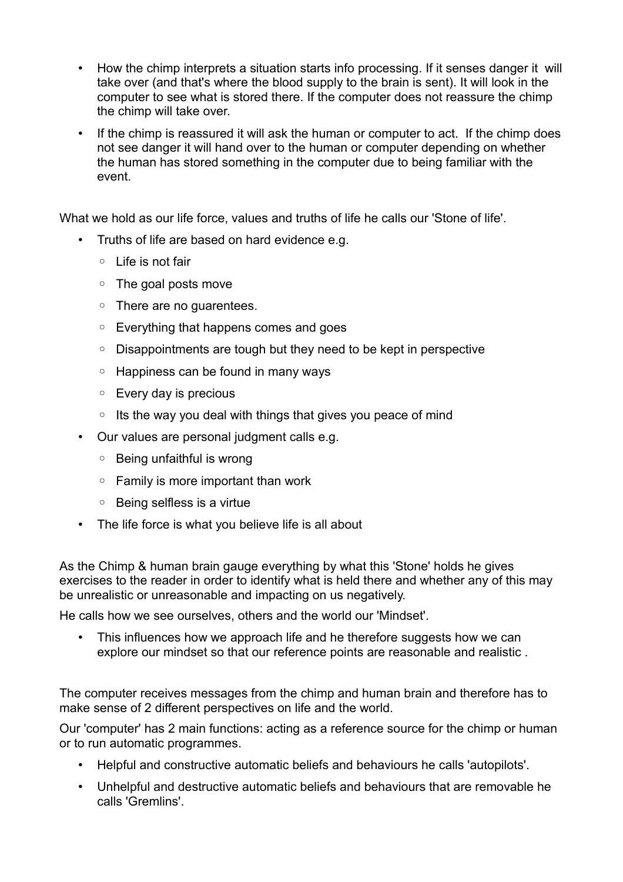- How the chimp interprets a situation starts info processing. If it senses danger it will take over (and that's where the blood supply to the brain is sent). It will look in the computer to see what is stored there. If the computer does not reassure the chimp the chimp will take over.
- If the chimp is reassured it will ask the human or computer to act. If the chimp does not see danger it will hand over to the human or computer depending on whether the human has stored something in the computer due to being familiar with the event.

What we hold as our life force, values and truths of life he calls our 'Stone of life'.

- Truths of life are based on hard evidence e.g.
  - Life is not fair
  - The goal posts move
  - There are no guarentees.
  - Everything that happens comes and goes
  - Disappointments are tough but they need to be kept in perspective
  - Happiness can be found in many ways
  - Every day is precious
  - Its the way you deal with things that gives you peace of mind
- Our values are personal judgment calls e.g.
  - Being unfaithful is wrong
  - Family is more important than work
  - Being selfless is a virtue
- The life force is what you believe life is all about

As the Chimp & human brain gauge everything by what this 'Stone' holds he gives exercises to the reader in order to identify what is held there and whether any of this may be unrealistic or unreasonable and impacting on us negatively.

He calls how we see ourselves, others and the world our 'Mindset'.

- This influences how we approach life and he therefore suggests how we can explore our mindset so that our reference points are reasonable and realistic .

The computer receives messages from the chimp and human brain and therefore has to make sense of 2 different perspectives on life and the world.

Our 'computer' has 2 main functions: acting as a reference source for the chimp or human or to run automatic programmes.

- Helpful and constructive automatic beliefs and behaviours he calls 'autopilots'.
- Unhelpful and destructive automatic beliefs and behaviours that are removable he calls 'Gremlins'.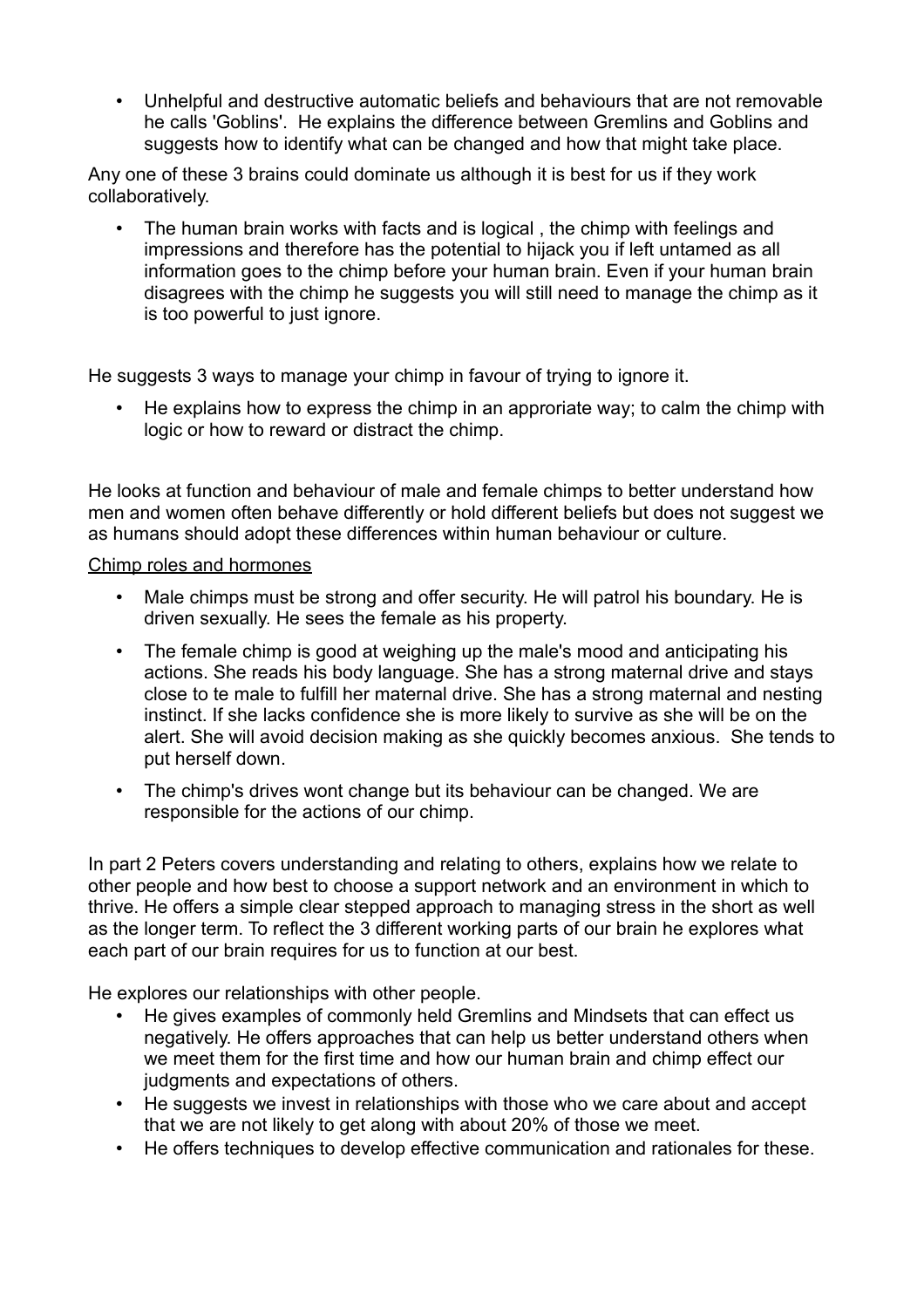- Unhelpful and destructive automatic beliefs and behaviours that are not removable he calls 'Goblins'. He explains the difference between Gremlins and Goblins and suggests how to identify what can be changed and how that might take place.

Any one of these 3 brains could dominate us although it is best for us if they work collaboratively.

- The human brain works with facts and is logical , the chimp with feelings and impressions and therefore has the potential to hijack you if left untamed as all information goes to the chimp before your human brain. Even if your human brain disagrees with the chimp he suggests you will still need to manage the chimp as it is too powerful to just ignore.

He suggests 3 ways to manage your chimp in favour of trying to ignore it.

- He explains how to express the chimp in an approriate way; to calm the chimp with logic or how to reward or distract the chimp.

He looks at function and behaviour of male and female chimps to better understand how men and women often behave differently or hold different beliefs but does not suggest we as humans should adopt these differences within human behaviour or culture.

<u>Chimp roles and hormones</u>

- Male chimps must be strong and offer security. He will patrol his boundary. He is driven sexually. He sees the female as his property.
- The female chimp is good at weighing up the male's mood and anticipating his actions. She reads his body language. She has a strong maternal drive and stays close to te male to fulfill her maternal drive. She has a strong maternal and nesting instinct. If she lacks confidence she is more likely to survive as she will be on the alert. She will avoid decision making as she quickly becomes anxious. She tends to put herself down.
- The chimp's drives wont change but its behaviour can be changed. We are responsible for the actions of our chimp.

In part 2 Peters covers understanding and relating to others, explains how we relate to other people and how best to choose a support network and an environment in which to thrive. He offers a simple clear stepped approach to managing stress in the short as well as the longer term. To reflect the 3 different working parts of our brain he explores what each part of our brain requires for us to function at our best.

He explores our relationships with other people.

- He gives examples of commonly held Gremlins and Mindsets that can effect us negatively. He offers approaches that can help us better understand others when we meet them for the first time and how our human brain and chimp effect our judgments and expectations of others.
- He suggests we invest in relationships with those who we care about and accept that we are not likely to get along with about 20% of those we meet.
- He offers techniques to develop effective communication and rationales for these.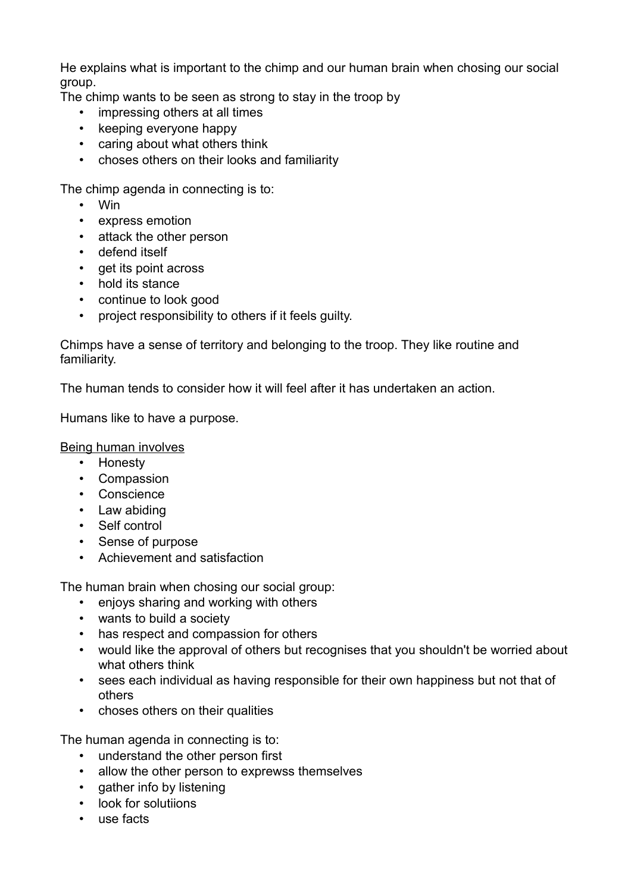He explains what is important to the chimp and our human brain when chosing our social group.

The chimp wants to be seen as strong to stay in the troop by

- impressing others at all times
- keeping everyone happy
- caring about what others think
- choses others on their looks and familiarity

The chimp agenda in connecting is to:

- Win
- express emotion
- attack the other person
- defend itself
- get its point across
- hold its stance
- continue to look good
- project responsibility to others if it feels guilty.

Chimps have a sense of territory and belonging to the troop. They like routine and familiarity.

The human tends to consider how it will feel after it has undertaken an action.

Humans like to have a purpose.

<u>Being human involves</u>

- Honesty
- Compassion
- Conscience
- Law abiding
- Self control
- Sense of purpose
- Achievement and satisfaction

The human brain when chosing our social group:

- enjoys sharing and working with others
- wants to build a society
- has respect and compassion for others
- would like the approval of others but recognises that you shouldn't be worried about what others think
- sees each individual as having responsible for their own happiness but not that of others
- choses others on their qualities

The human agenda in connecting is to:

- understand the other person first
- allow the other person to exprewss themselves
- gather info by listening
- look for solutiions
- use facts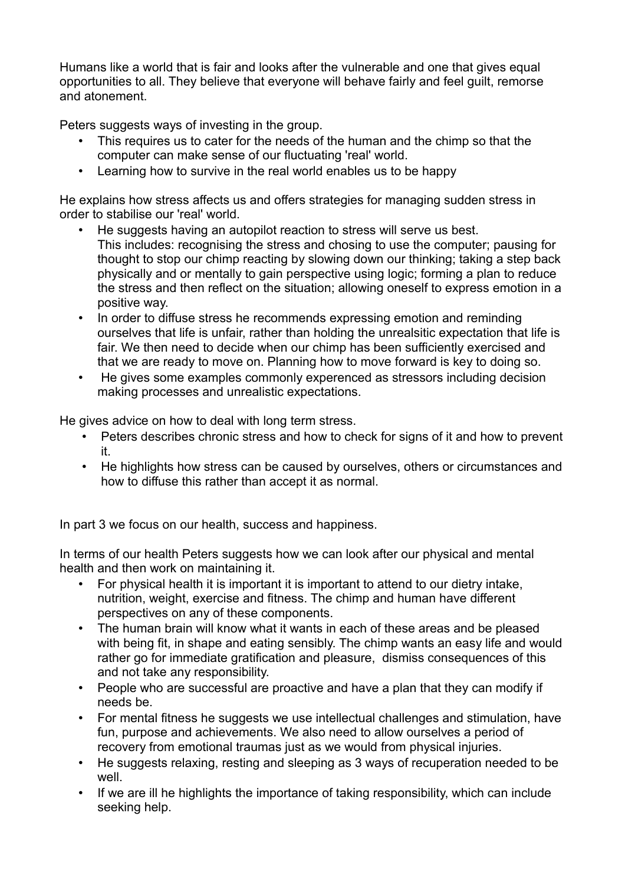Humans like a world that is fair and looks after the vulnerable and one that gives equal opportunities to all. They believe that everyone will behave fairly and feel guilt, remorse and atonement.

Peters suggests ways of investing in the group.

- This requires us to cater for the needs of the human and the chimp so that the computer can make sense of our fluctuating 'real' world.
- Learning how to survive in the real world enables us to be happy

He explains how stress affects us and offers strategies for managing sudden stress in order to stabilise our 'real' world.

- He suggests having an autopilot reaction to stress will serve us best. This includes: recognising the stress and chosing to use the computer; pausing for thought to stop our chimp reacting by slowing down our thinking; taking a step back physically and or mentally to gain perspective using logic; forming a plan to reduce the stress and then reflect on the situation; allowing oneself to express emotion in a positive way.
- In order to diffuse stress he recommends expressing emotion and reminding ourselves that life is unfair, rather than holding the unrealsitic expectation that life is fair. We then need to decide when our chimp has been sufficiently exercised and that we are ready to move on. Planning how to move forward is key to doing so.
- He gives some examples commonly experienced as stressors including decision making processes and unrealistic expectations.

He gives advice on how to deal with long term stress.

- Peters describes chronic stress and how to check for signs of it and how to prevent it.
- He highlights how stress can be caused by ourselves, others or circumstances and how to diffuse this rather than accept it as normal.

In part 3 we focus on our health, success and happiness.

In terms of our health Peters suggests how we can look after our physical and mental health and then work on maintaining it.

- For physical health it is important it is important to attend to our dietry intake, nutrition, weight, exercise and fitness. The chimp and human have different perspectives on any of these components.
- The human brain will know what it wants in each of these areas and be pleased with being fit, in shape and eating sensibly. The chimp wants an easy life and would rather go for immediate gratification and pleasure, dismiss consequences of this and not take any responsibility.
- People who are successful are proactive and have a plan that they can modify if needs be.
- For mental fitness he suggests we use intellectual challenges and stimulation, have fun, purpose and achievements. We also need to allow ourselves a period of recovery from emotional traumas just as we would from physical injuries.
- He suggests relaxing, resting and sleeping as 3 ways of recuperation needed to be well.
- If we are ill he highlights the importance of taking responsibility, which can include seeking help.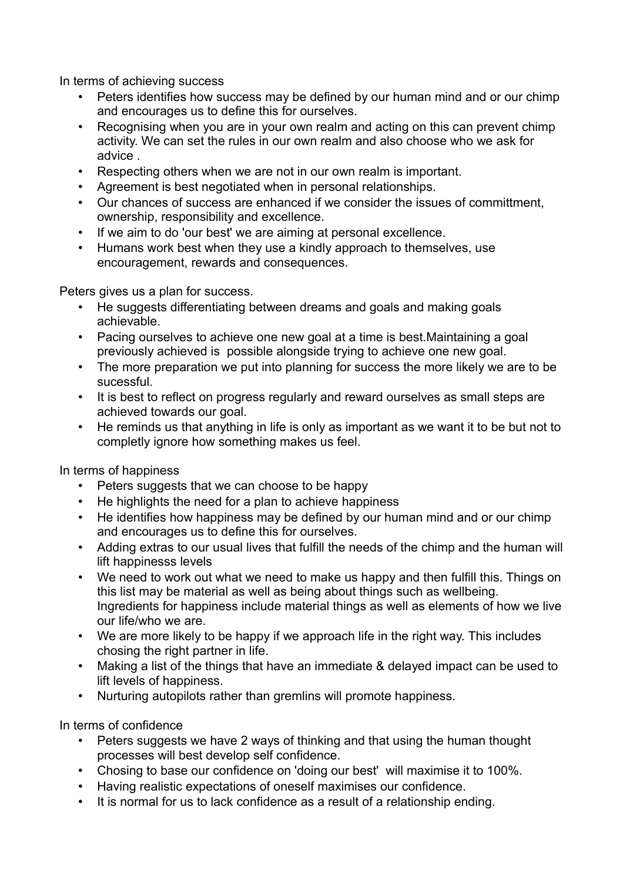In terms of achieving success

- Peters identifies how success may be defined by our human mind and or our chimp and encourages us to define this for ourselves.
- Recognising when you are in your own realm and acting on this can prevent chimp activity. We can set the rules in our own realm and also choose who we ask for advice .
- Respecting others when we are not in our own realm is important.
- Agreement is best negotiated when in personal relationships.
- Our chances of success are enhanced if we consider the issues of committment, ownership, responsibility and excellence.
- If we aim to do 'our best' we are aiming at personal excellence.
- Humans work best when they use a kindly approach to themselves, use encouragement, rewards and consequences.

Peters gives us a plan for success.

- He suggests differentiating between dreams and goals and making goals achievable.
- Pacing ourselves to achieve one new goal at a time is best.Maintaining a goal previously achieved is  possible alongside trying to achieve one new goal.
- The more preparation we put into planning for success the more likely we are to be sucessful.
- It is best to reflect on progress regularly and reward ourselves as small steps are achieved towards our goal.
- He reminds us that anything in life is only as important as we want it to be but not to completly ignore how something makes us feel.

In terms of happiness

- Peters suggests that we can choose to be happy
- He highlights the need for a plan to achieve happiness
- He identifies how happiness may be defined by our human mind and or our chimp and encourages us to define this for ourselves.
- Adding extras to our usual lives that fulfill the needs of the chimp and the human will lift happinesss levels
- We need to work out what we need to make us happy and then fulfill this. Things on this list may be material as well as being about things such as wellbeing. Ingredients for happiness include material things as well as elements of how we live our life/who we are.
- We are more likely to be happy if we approach life in the right way. This includes chosing the right partner in life.
- Making a list of the things that have an immediate & delayed impact can be used to lift levels of happiness.
- Nurturing autopilots rather than gremlins will promote happiness.

In terms of confidence

- Peters suggests we have 2 ways of thinking and that using the human thought processes will best develop self confidence.
- Chosing to base our confidence on 'doing our best'  will maximise it to 100%.
- Having realistic expectations of oneself maximises our confidence.
- It is normal for us to lack confidence as a result of a relationship ending.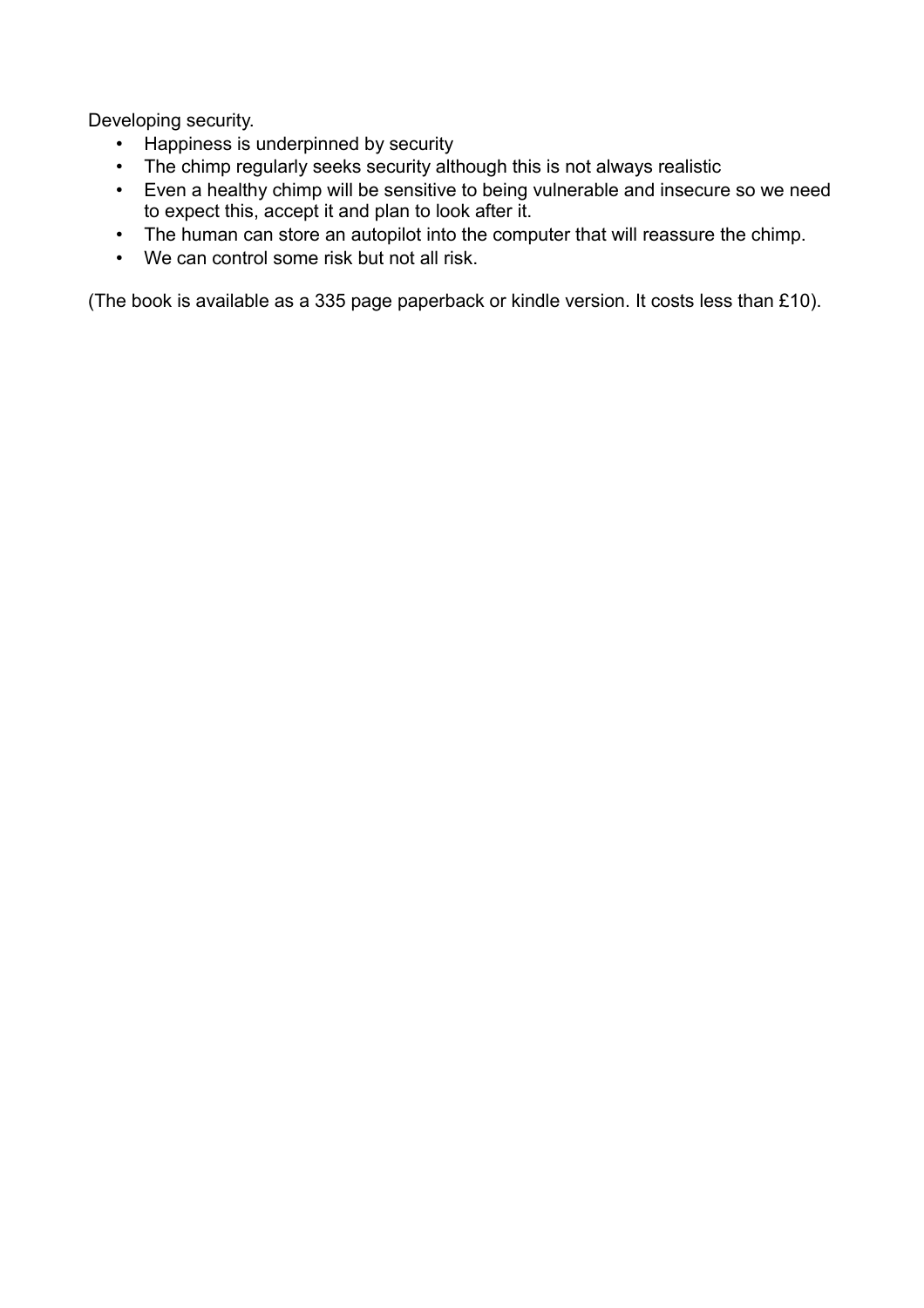Developing security.

- Happiness is underpinned by security
- The chimp regularly seeks security although this is not always realistic
- Even a healthy chimp will be sensitive to being vulnerable and insecure so we need to expect this, accept it and plan to look after it.
- The human can store an autopilot into the computer that will reassure the chimp.
- We can control some risk but not all risk.

(The book is available as a 335 page paperback or kindle version. It costs less than £10).